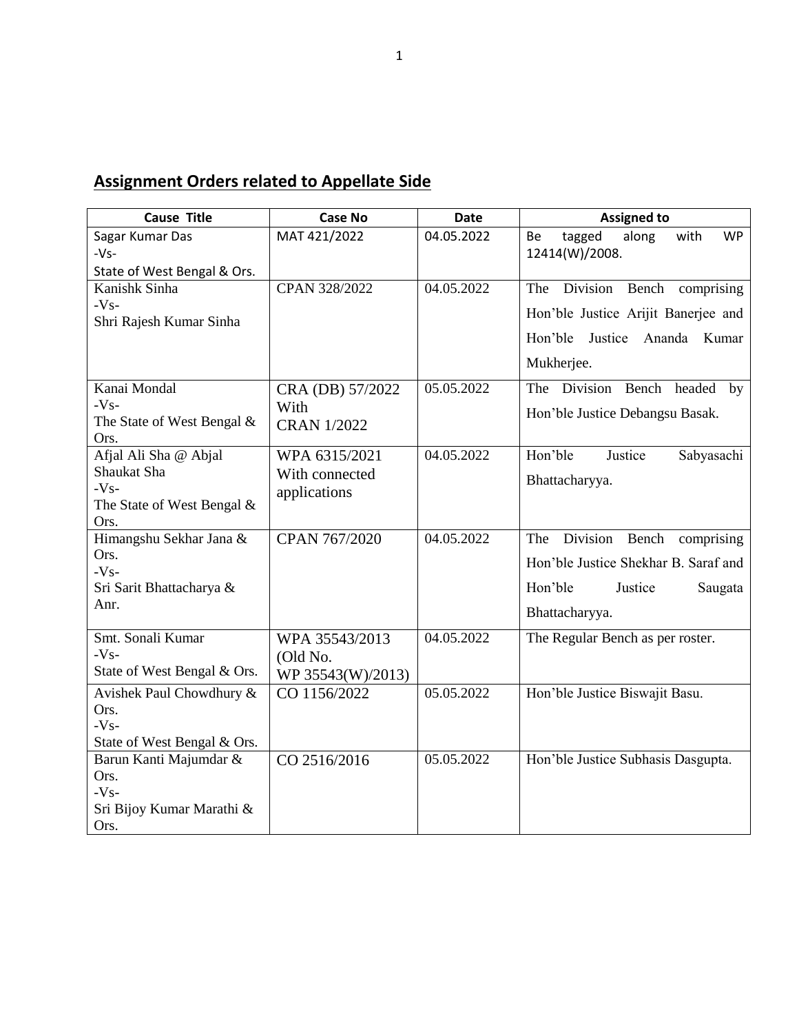## Assignment Orders related to Appellate Side

| Cause Title | Case No | Date | Assigned to |
|---|---|---|---|
| Sagar Kumar Das -Vs- State of West Bengal & Ors. | MAT 421/2022 | 04.05.2022 | Be tagged along with WP 12414(W)/2008. |
| Kanishk Sinha -Vs- Shri Rajesh Kumar Sinha | CPAN 328/2022 | 04.05.2022 | The Division Bench comprising Hon'ble Justice Arijit Banerjee and Hon'ble Justice Ananda Kumar Mukherjee. |
| Kanai Mondal -Vs- The State of West Bengal & Ors. | CRA (DB) 57/2022 With CRAN 1/2022 | 05.05.2022 | The Division Bench headed by Hon'ble Justice Debangsu Basak. |
| Afjal Ali Sha @ Abjal Shaukat Sha -Vs- The State of West Bengal & Ors. | WPA 6315/2021 With connected applications | 04.05.2022 | Hon'ble Justice Sabyasachi Bhattacharyya. |
| Himangshu Sekhar Jana & Ors. -Vs- Sri Sarit Bhattacharya & Anr. | CPAN 767/2020 | 04.05.2022 | The Division Bench comprising Hon'ble Justice Shekhar B. Saraf and Hon'ble Justice Saugata Bhattacharyya. |
| Smt. Sonali Kumar -Vs- State of West Bengal & Ors. | WPA 35543/2013 (Old No. WP 35543(W)/2013) | 04.05.2022 | The Regular Bench as per roster. |
| Avishek Paul Chowdhury & Ors. -Vs- State of West Bengal & Ors. | CO 1156/2022 | 05.05.2022 | Hon'ble Justice Biswajit Basu. |
| Barun Kanti Majumdar & Ors. -Vs- Sri Bijoy Kumar Marathi & Ors. | CO 2516/2016 | 05.05.2022 | Hon'ble Justice Subhasis Dasgupta. |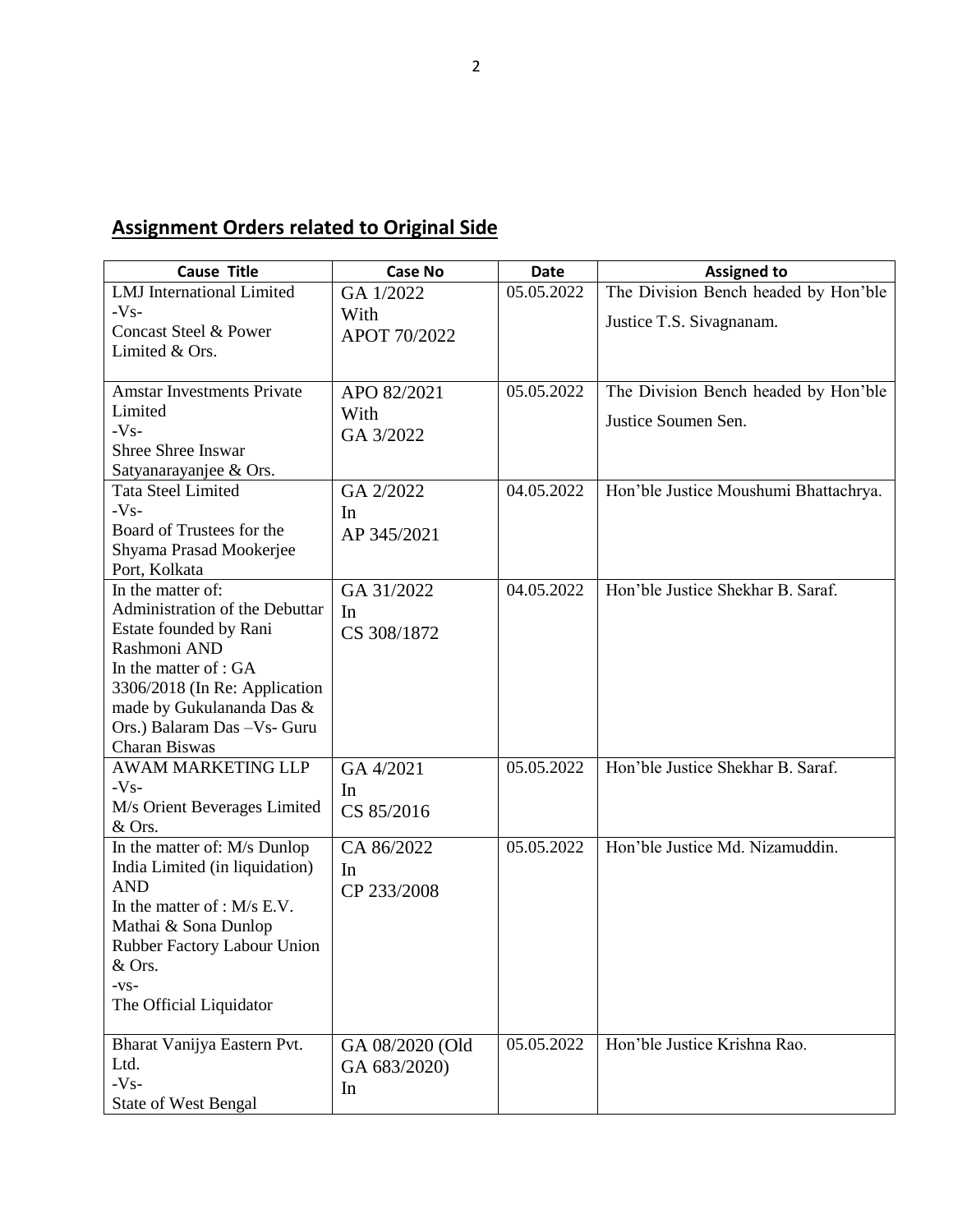## Assignment Orders related to Original Side

| Cause Title | Case No | Date | Assigned to |
|---|---|---|---|
| LMJ International Limited -Vs- Concast Steel & Power Limited & Ors. | GA 1/2022 With APOT 70/2022 | 05.05.2022 | The Division Bench headed by Hon'ble Justice T.S. Sivagnanam. |
| Amstar Investments Private Limited -Vs- Shree Shree Inswar Satyanarayanjee & Ors. | APO 82/2021 With GA 3/2022 | 05.05.2022 | The Division Bench headed by Hon'ble Justice Soumen Sen. |
| Tata Steel Limited -Vs- Board of Trustees for the Shyama Prasad Mookerjee Port, Kolkata | GA 2/2022 In AP 345/2021 | 04.05.2022 | Hon'ble Justice Moushumi Bhattachrya. |
| In the matter of: Administration of the Debuttar Estate founded by Rani Rashmoni AND In the matter of : GA 3306/2018 (In Re: Application made by Gukulananda Das & Ors.) Balaram Das –Vs- Guru Charan Biswas | GA 31/2022 In CS 308/1872 | 04.05.2022 | Hon'ble Justice Shekhar B. Saraf. |
| AWAM MARKETING LLP -Vs- M/s Orient Beverages Limited & Ors. | GA 4/2021 In CS 85/2016 | 05.05.2022 | Hon'ble Justice Shekhar B. Saraf. |
| In the matter of: M/s Dunlop India Limited (in liquidation) AND In the matter of : M/s E.V. Mathai & Sona Dunlop Rubber Factory Labour Union & Ors. -vs- The Official Liquidator | CA 86/2022 In CP 233/2008 | 05.05.2022 | Hon'ble Justice Md. Nizamuddin. |
| Bharat Vanijya Eastern Pvt. Ltd. -Vs- State of West Bengal | GA 08/2020 (Old GA 683/2020) In | 05.05.2022 | Hon'ble Justice Krishna Rao. |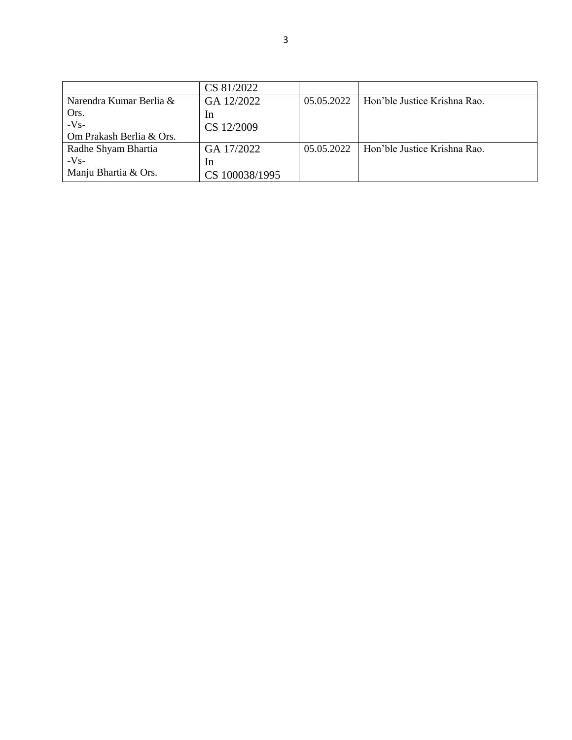| | | | |
|---|---|---|---|
| | CS 81/2022 | | |
| Narendra Kumar Berlia & Ors.<br>-Vs-<br>Om Prakash Berlia & Ors. | GA 12/2022<br>In<br>CS 12/2009 | 05.05.2022 | Hon'ble Justice Krishna Rao. |
| Radhe Shyam Bhartia<br>-Vs-<br>Manju Bhartia & Ors. | GA 17/2022<br>In<br>CS 100038/1995 | 05.05.2022 | Hon'ble Justice Krishna Rao. |